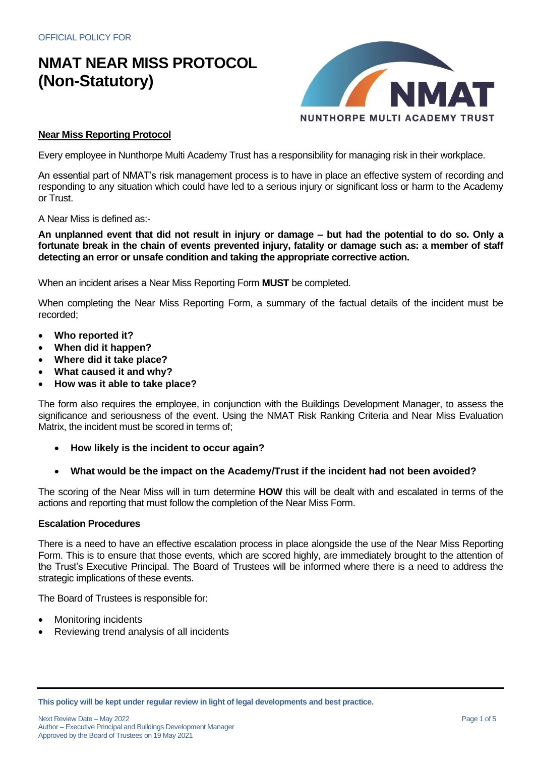OFFICIAL POLICY FOR

# NMAT NEAR MISS PROTOCOL (Non-Statutory)

NUNTHORPE MULTI ACADEMY TRUST

## Near Miss Reporting Protocol

Every employee in Nunthorpe Multi Academy Trust has a responsibility for managing risk in their workplace.

An essential part of NMAT's risk management process is to have in place an effective system of recording and responding to any situation which could have led to a serious injury or significant loss or harm to the Academy or Trust.

A Near Miss is defined as:-

**An unplanned event that did not result in injury or damage – but had the potential to do so. Only a fortunate break in the chain of events prevented injury, fatality or damage such as: a member of staff detecting an error or unsafe condition and taking the appropriate corrective action.**

When an incident arises a Near Miss Reporting Form **MUST** be completed.

When completing the Near Miss Reporting Form, a summary of the factual details of the incident must be recorded;

- **Who reported it?**
- **When did it happen?**
- **Where did it take place?**
- **What caused it and why?**
- **How was it able to take place?**

The form also requires the employee, in conjunction with the Buildings Development Manager, to assess the significance and seriousness of the event. Using the NMAT Risk Ranking Criteria and Near Miss Evaluation Matrix, the incident must be scored in terms of;

- **How likely is the incident to occur again?**
- **What would be the impact on the Academy/Trust if the incident had not been avoided?**

The scoring of the Near Miss will in turn determine **HOW** this will be dealt with and escalated in terms of the actions and reporting that must follow the completion of the Near Miss Form.

### Escalation Procedures

There is a need to have an effective escalation process in place alongside the use of the Near Miss Reporting Form. This is to ensure that those events, which are scored highly, are immediately brought to the attention of the Trust's Executive Principal. The Board of Trustees will be informed where there is a need to address the strategic implications of these events.

The Board of Trustees is responsible for:

- Monitoring incidents
- Reviewing trend analysis of all incidents

**This policy will be kept under regular review in light of legal developments and best practice.**

Next Review Date – May 2022
Author – Executive Principal and Buildings Development Manager
Approved by the Board of Trustees on 19 May 2021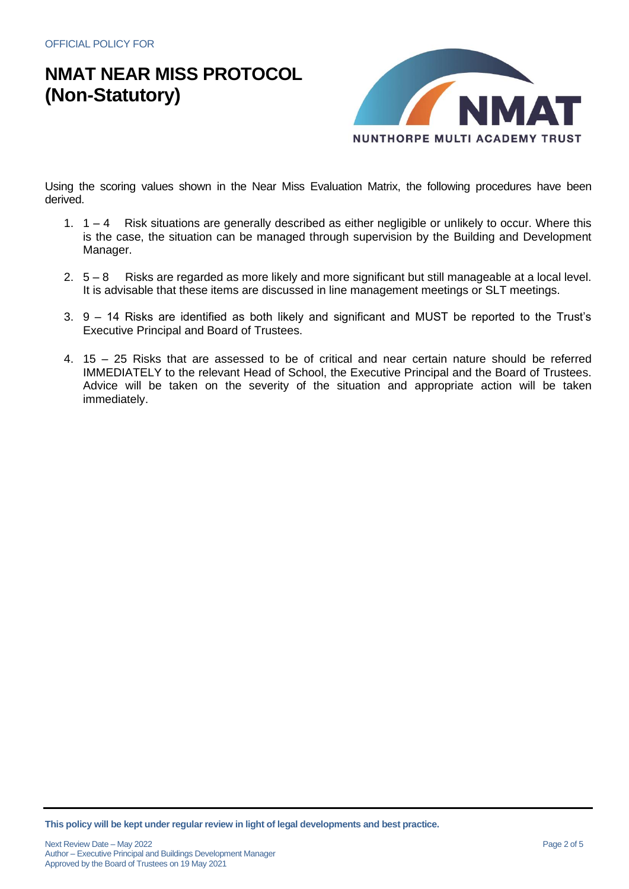Using the scoring values shown in the Near Miss Evaluation Matrix, the following procedures have been derived.

1. 1 – 4 Risk situations are generally described as either negligible or unlikely to occur. Where this is the case, the situation can be managed through supervision by the Building and Development Manager.

2. 5 – 8 Risks are regarded as more likely and more significant but still manageable at a local level. It is advisable that these items are discussed in line management meetings or SLT meetings.

3. 9 – 14 Risks are identified as both likely and significant and MUST be reported to the Trust's Executive Principal and Board of Trustees.

4. 15 – 25 Risks that are assessed to be of critical and near certain nature should be referred IMMEDIATELY to the relevant Head of School, the Executive Principal and the Board of Trustees. Advice will be taken on the severity of the situation and appropriate action will be taken immediately.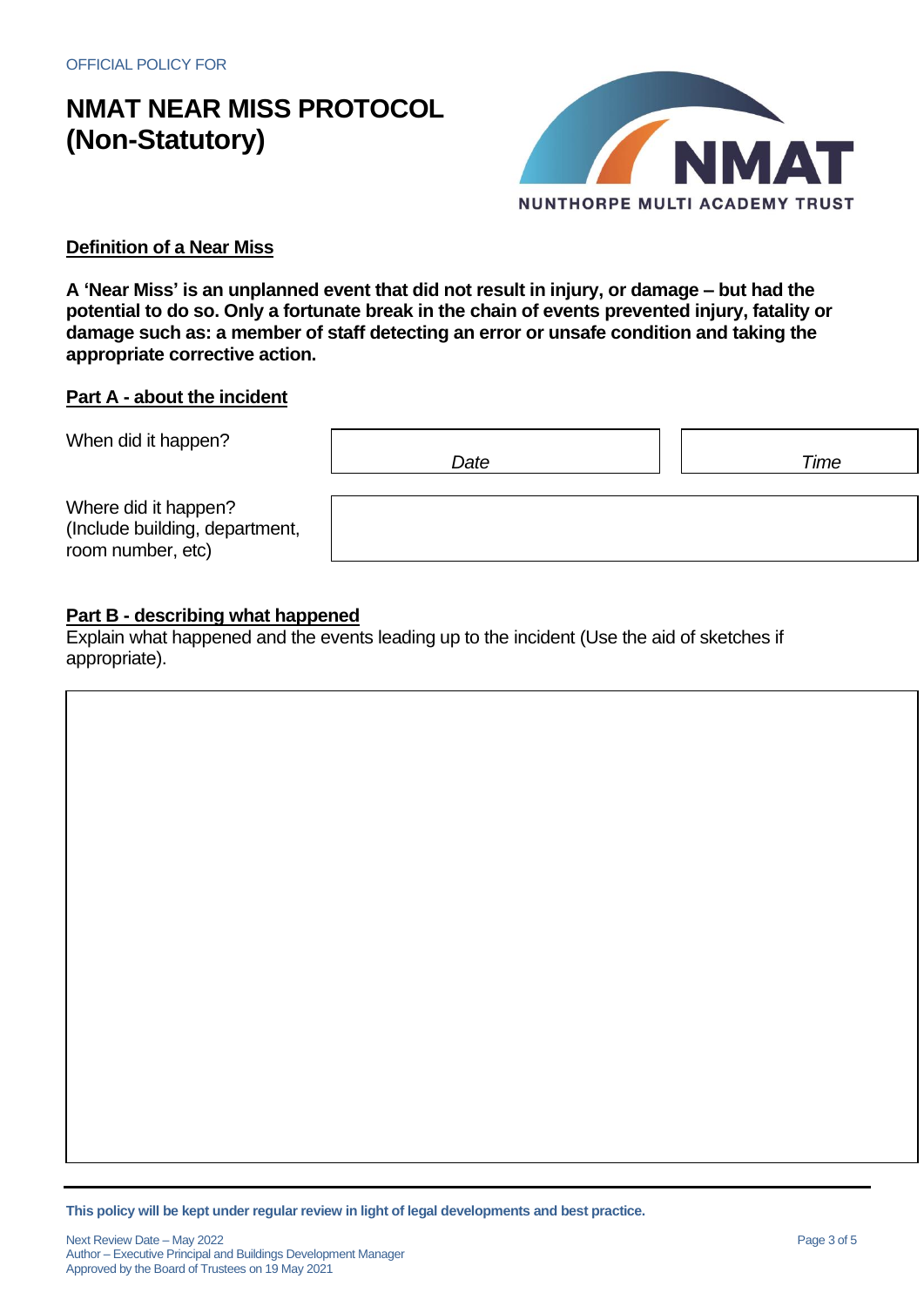OFFICIAL POLICY FOR

# NMAT NEAR MISS PROTOCOL (Non-Statutory)

## Definition of a Near Miss

**A 'Near Miss' is an unplanned event that did not result in injury, or damage – but had the potential to do so. Only a fortunate break in the chain of events prevented injury, fatality or damage such as: a member of staff detecting an error or unsafe condition and taking the appropriate corrective action.**

## Part A - about the incident

| | | |
|---|---|---|
| When did it happen? | *Date* | *Time* |
| Where did it happen? (Include building, department, room number, etc) | | |

## Part B - describing what happened

Explain what happened and the events leading up to the incident (Use the aid of sketches if appropriate).

| |
|---|
| |

**This policy will be kept under regular review in light of legal developments and best practice.**

Next Review Date – May 2022
Author – Executive Principal and Buildings Development Manager
Approved by the Board of Trustees on 19 May 2021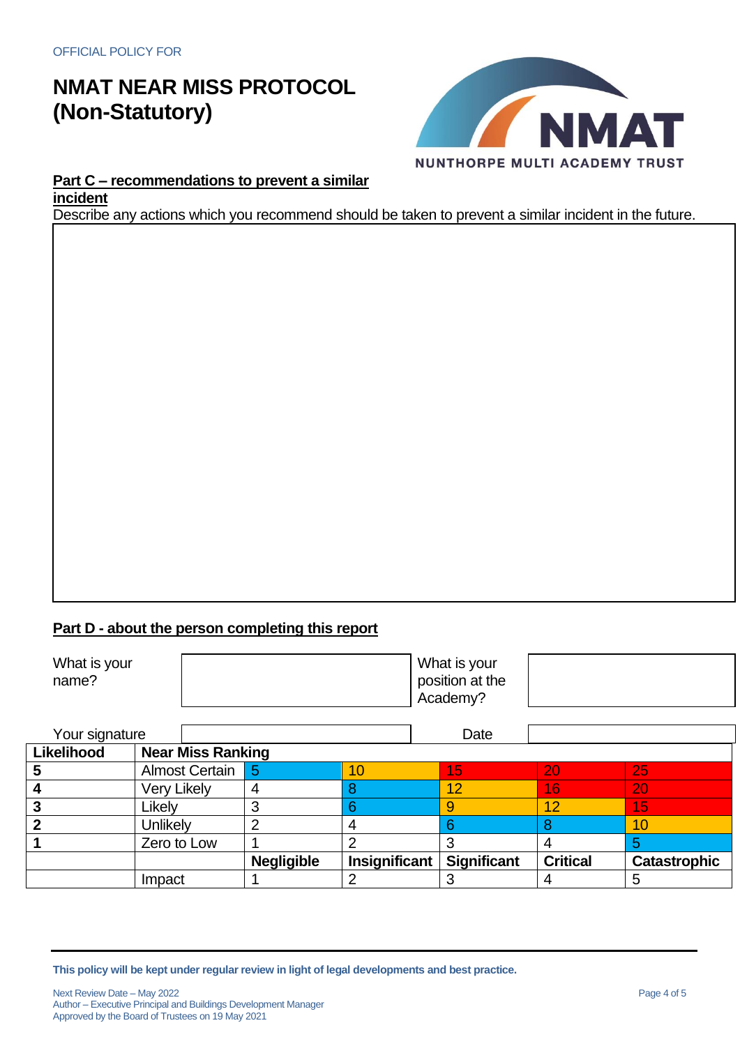OFFICIAL POLICY FOR

# NMAT NEAR MISS PROTOCOL (Non-Statutory)

NUNTHORPE MULTI ACADEMY TRUST

## Part C – recommendations to prevent a similar incident

Describe any actions which you recommend should be taken to prevent a similar incident in the future.

| |
|---|
| |

## Part D - about the person completing this report

| What is your name? | | What is your position at the Academy? | |
|---|---|---|---|
| Your signature | | Date | |

| Likelihood | Near Miss Ranking | | | | | |
|---|---|---|---|---|---|---|
| 5 | Almost Certain | 5 | 10 | 15 | 20 | 25 |
| 4 | Very Likely | 4 | 8 | 12 | 16 | 20 |
| 3 | Likely | 3 | 6 | 9 | 12 | 15 |
| 2 | Unlikely | 2 | 4 | 6 | 8 | 10 |
| 1 | Zero to Low | 1 | 2 | 3 | 4 | 5 |
| | | **Negligible** | **Insignificant** | **Significant** | **Critical** | **Catastrophic** |
| | Impact | 1 | 2 | 3 | 4 | 5 |

**This policy will be kept under regular review in light of legal developments and best practice.**

Next Review Date – May 2022
Author – Executive Principal and Buildings Development Manager
Approved by the Board of Trustees on 19 May 2021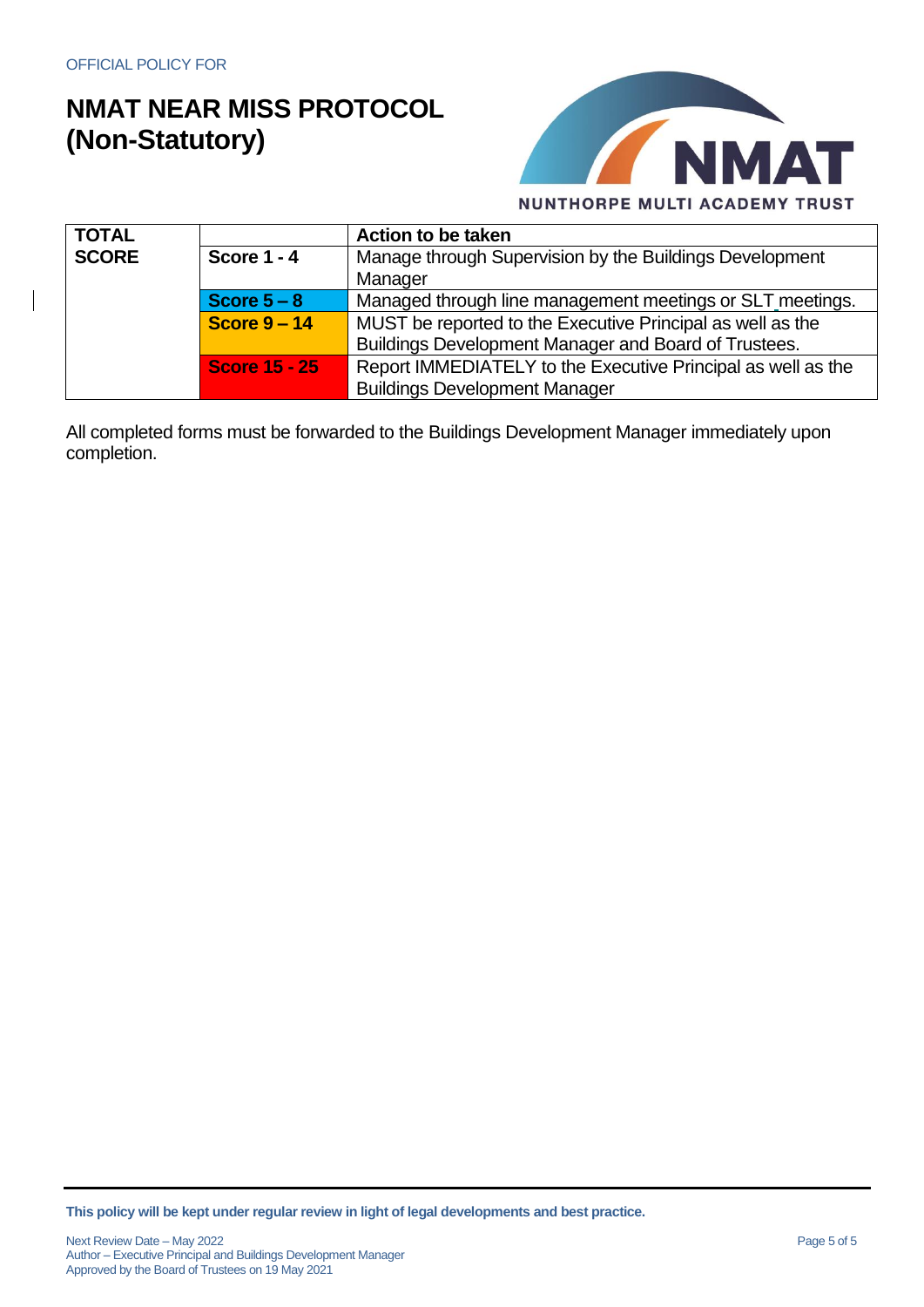OFFICIAL POLICY FOR

# NMAT NEAR MISS PROTOCOL (Non-Statutory)

NUNTHORPE MULTI ACADEMY TRUST

| **TOTAL SCORE** | | **Action to be taken** |
|---|---|---|
| | **Score 1 - 4** | Manage through Supervision by the Buildings Development Manager |
| | **Score 5 – 8** | Managed through line management meetings or SLT meetings. |
| | **Score 9 – 14** | MUST be reported to the Executive Principal as well as the Buildings Development Manager and Board of Trustees. |
| | **Score 15 - 25** | Report IMMEDIATELY to the Executive Principal as well as the Buildings Development Manager |

All completed forms must be forwarded to the Buildings Development Manager immediately upon completion.

**This policy will be kept under regular review in light of legal developments and best practice.**

Next Review Date – May 2022
Author – Executive Principal and Buildings Development Manager
Approved by the Board of Trustees on 19 May 2021